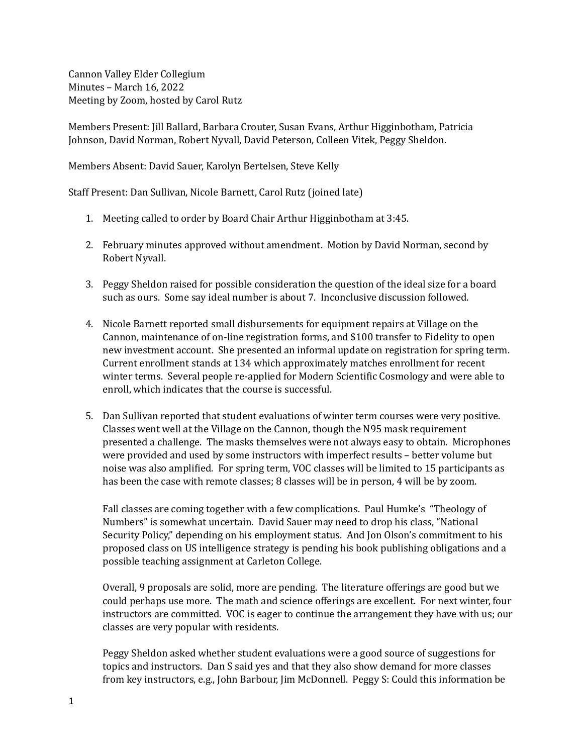Cannon Valley Elder Collegium
Minutes – March 16, 2022
Meeting by Zoom, hosted by Carol Rutz

Members Present: Jill Ballard, Barbara Crouter, Susan Evans, Arthur Higginbotham, Patricia Johnson, David Norman, Robert Nyvall, David Peterson, Colleen Vitek, Peggy Sheldon.

Members Absent: David Sauer, Karolyn Bertelsen, Steve Kelly

Staff Present: Dan Sullivan, Nicole Barnett, Carol Rutz (joined late)

1. Meeting called to order by Board Chair Arthur Higginbotham at 3:45.

2. February minutes approved without amendment. Motion by David Norman, second by Robert Nyvall.

3. Peggy Sheldon raised for possible consideration the question of the ideal size for a board such as ours. Some say ideal number is about 7. Inconclusive discussion followed.

4. Nicole Barnett reported small disbursements for equipment repairs at Village on the Cannon, maintenance of on-line registration forms, and $100 transfer to Fidelity to open new investment account. She presented an informal update on registration for spring term. Current enrollment stands at 134 which approximately matches enrollment for recent winter terms. Several people re-applied for Modern Scientific Cosmology and were able to enroll, which indicates that the course is successful.

5. Dan Sullivan reported that student evaluations of winter term courses were very positive. Classes went well at the Village on the Cannon, though the N95 mask requirement presented a challenge. The masks themselves were not always easy to obtain. Microphones were provided and used by some instructors with imperfect results – better volume but noise was also amplified. For spring term, VOC classes will be limited to 15 participants as has been the case with remote classes; 8 classes will be in person, 4 will be by zoom.

   Fall classes are coming together with a few complications. Paul Humke's "Theology of Numbers" is somewhat uncertain. David Sauer may need to drop his class, "National Security Policy," depending on his employment status. And Jon Olson's commitment to his proposed class on US intelligence strategy is pending his book publishing obligations and a possible teaching assignment at Carleton College.

   Overall, 9 proposals are solid, more are pending. The literature offerings are good but we could perhaps use more. The math and science offerings are excellent. For next winter, four instructors are committed. VOC is eager to continue the arrangement they have with us; our classes are very popular with residents.

   Peggy Sheldon asked whether student evaluations were a good source of suggestions for topics and instructors. Dan S said yes and that they also show demand for more classes from key instructors, e.g., John Barbour, Jim McDonnell. Peggy S: Could this information be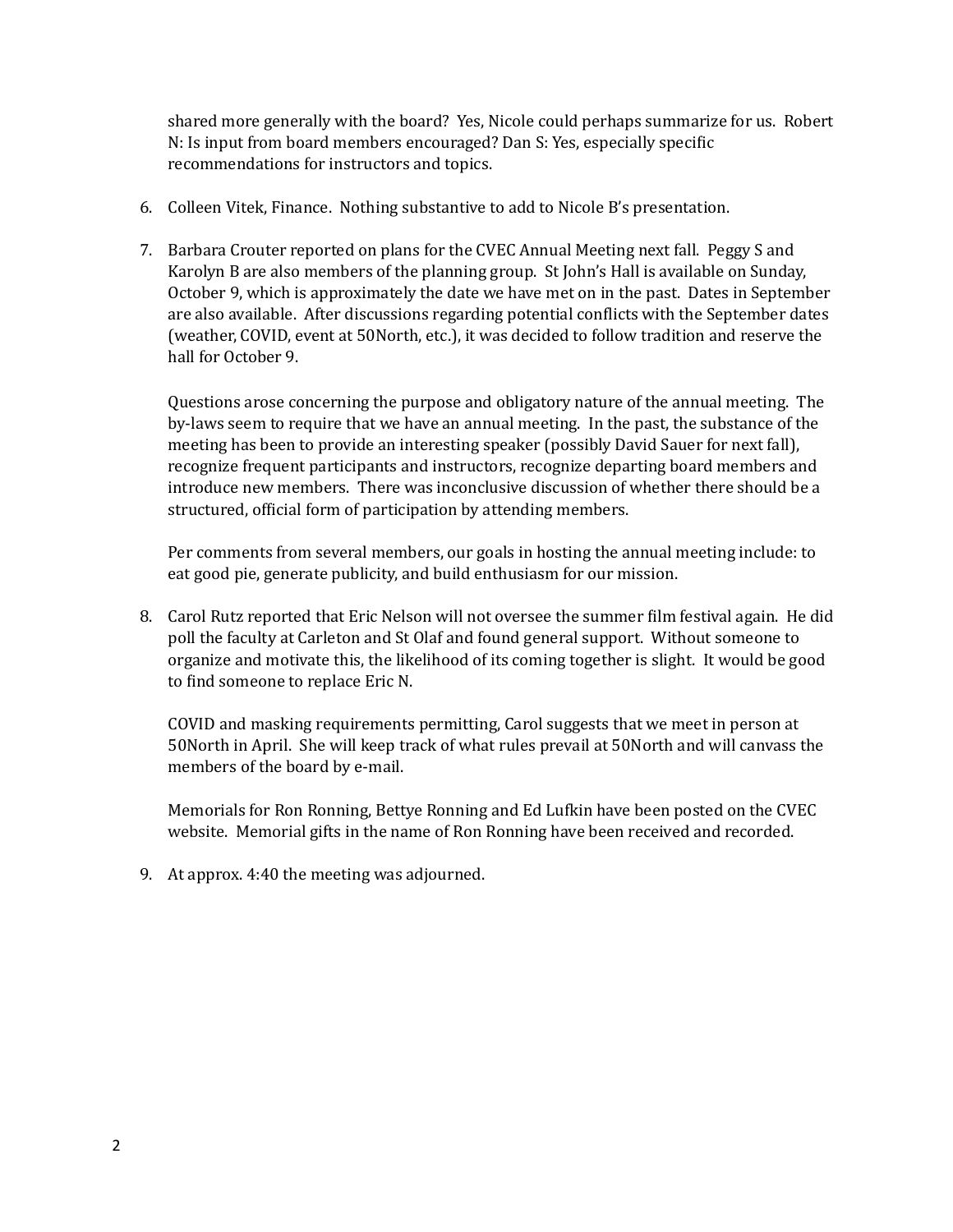shared more generally with the board? Yes, Nicole could perhaps summarize for us. Robert N: Is input from board members encouraged? Dan S: Yes, especially specific recommendations for instructors and topics.

6. Colleen Vitek, Finance. Nothing substantive to add to Nicole B's presentation.

7. Barbara Crouter reported on plans for the CVEC Annual Meeting next fall. Peggy S and Karolyn B are also members of the planning group. St John's Hall is available on Sunday, October 9, which is approximately the date we have met on in the past. Dates in September are also available. After discussions regarding potential conflicts with the September dates (weather, COVID, event at 50North, etc.), it was decided to follow tradition and reserve the hall for October 9.

   Questions arose concerning the purpose and obligatory nature of the annual meeting. The by-laws seem to require that we have an annual meeting. In the past, the substance of the meeting has been to provide an interesting speaker (possibly David Sauer for next fall), recognize frequent participants and instructors, recognize departing board members and introduce new members. There was inconclusive discussion of whether there should be a structured, official form of participation by attending members.

   Per comments from several members, our goals in hosting the annual meeting include: to eat good pie, generate publicity, and build enthusiasm for our mission.

8. Carol Rutz reported that Eric Nelson will not oversee the summer film festival again. He did poll the faculty at Carleton and St Olaf and found general support. Without someone to organize and motivate this, the likelihood of its coming together is slight. It would be good to find someone to replace Eric N.

   COVID and masking requirements permitting, Carol suggests that we meet in person at 50North in April. She will keep track of what rules prevail at 50North and will canvass the members of the board by e-mail.

   Memorials for Ron Ronning, Bettye Ronning and Ed Lufkin have been posted on the CVEC website. Memorial gifts in the name of Ron Ronning have been received and recorded.

9. At approx. 4:40 the meeting was adjourned.